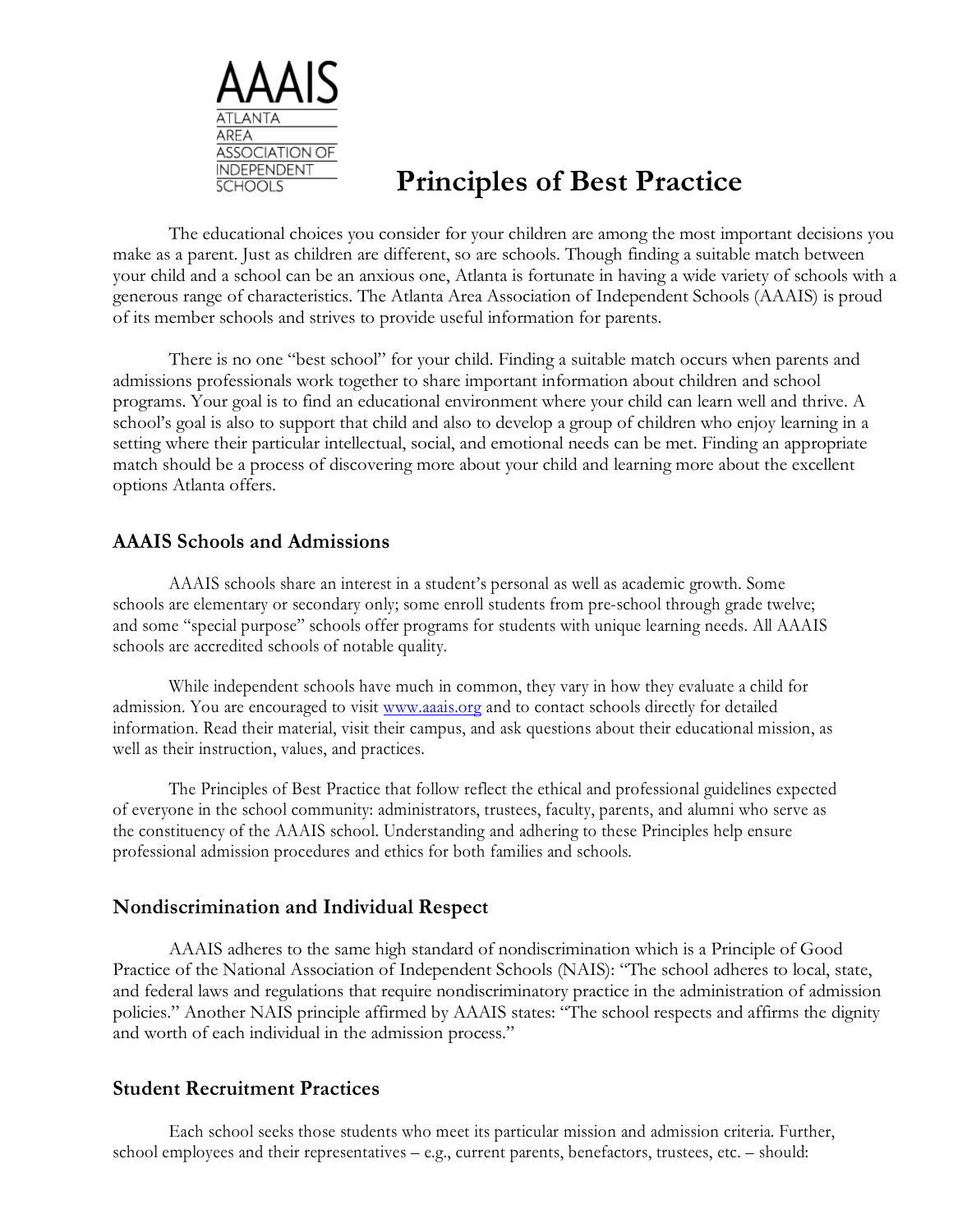AAAIS

ATLANTA AREA ASSOCIATION OF INDEPENDENT SCHOOLS

# Principles of Best Practice

The educational choices you consider for your children are among the most important decisions you make as a parent. Just as children are different, so are schools. Though finding a suitable match between your child and a school can be an anxious one, Atlanta is fortunate in having a wide variety of schools with a generous range of characteristics. The Atlanta Area Association of Independent Schools (AAAIS) is proud of its member schools and strives to provide useful information for parents.

There is no one "best school" for your child. Finding a suitable match occurs when parents and admissions professionals work together to share important information about children and school programs. Your goal is to find an educational environment where your child can learn well and thrive. A school's goal is also to support that child and also to develop a group of children who enjoy learning in a setting where their particular intellectual, social, and emotional needs can be met. Finding an appropriate match should be a process of discovering more about your child and learning more about the excellent options Atlanta offers.

## AAAIS Schools and Admissions

AAAIS schools share an interest in a student's personal as well as academic growth. Some schools are elementary or secondary only; some enroll students from pre-school through grade twelve; and some "special purpose" schools offer programs for students with unique learning needs. All AAAIS schools are accredited schools of notable quality.

While independent schools have much in common, they vary in how they evaluate a child for admission. You are encouraged to visit [www.aaais.org](http://www.aaais.org) and to contact schools directly for detailed information. Read their material, visit their campus, and ask questions about their educational mission, as well as their instruction, values, and practices.

The Principles of Best Practice that follow reflect the ethical and professional guidelines expected of everyone in the school community: administrators, trustees, faculty, parents, and alumni who serve as the constituency of the AAAIS school. Understanding and adhering to these Principles help ensure professional admission procedures and ethics for both families and schools.

## Nondiscrimination and Individual Respect

AAAIS adheres to the same high standard of nondiscrimination which is a Principle of Good Practice of the National Association of Independent Schools (NAIS): "The school adheres to local, state, and federal laws and regulations that require nondiscriminatory practice in the administration of admission policies." Another NAIS principle affirmed by AAAIS states: "The school respects and affirms the dignity and worth of each individual in the admission process."

## Student Recruitment Practices

Each school seeks those students who meet its particular mission and admission criteria. Further, school employees and their representatives – e.g., current parents, benefactors, trustees, etc. – should: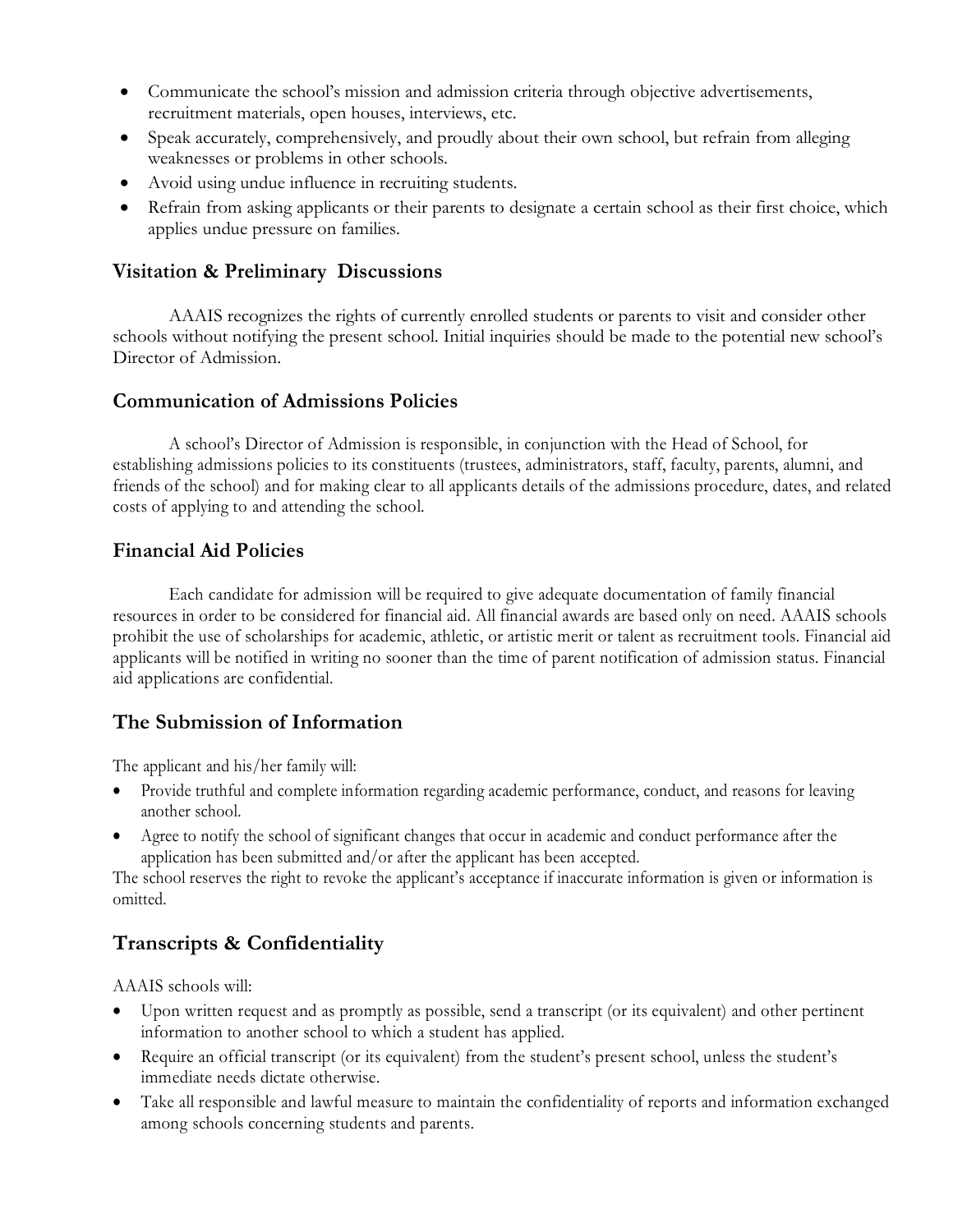- Communicate the school's mission and admission criteria through objective advertisements, recruitment materials, open houses, interviews, etc.
- Speak accurately, comprehensively, and proudly about their own school, but refrain from alleging weaknesses or problems in other schools.
- Avoid using undue influence in recruiting students.
- Refrain from asking applicants or their parents to designate a certain school as their first choice, which applies undue pressure on families.

### Visitation & Preliminary Discussions

AAAIS recognizes the rights of currently enrolled students or parents to visit and consider other schools without notifying the present school. Initial inquiries should be made to the potential new school's Director of Admission.

### Communication of Admissions Policies

A school's Director of Admission is responsible, in conjunction with the Head of School, for establishing admissions policies to its constituents (trustees, administrators, staff, faculty, parents, alumni, and friends of the school) and for making clear to all applicants details of the admissions procedure, dates, and related costs of applying to and attending the school.

### Financial Aid Policies

Each candidate for admission will be required to give adequate documentation of family financial resources in order to be considered for financial aid. All financial awards are based only on need. AAAIS schools prohibit the use of scholarships for academic, athletic, or artistic merit or talent as recruitment tools. Financial aid applicants will be notified in writing no sooner than the time of parent notification of admission status. Financial aid applications are confidential.

## The Submission of Information

The applicant and his/her family will:

- Provide truthful and complete information regarding academic performance, conduct, and reasons for leaving another school.
- Agree to notify the school of significant changes that occur in academic and conduct performance after the application has been submitted and/or after the applicant has been accepted.

The school reserves the right to revoke the applicant's acceptance if inaccurate information is given or information is omitted.

## Transcripts & Confidentiality

AAAIS schools will:

- Upon written request and as promptly as possible, send a transcript (or its equivalent) and other pertinent information to another school to which a student has applied.
- Require an official transcript (or its equivalent) from the student's present school, unless the student's immediate needs dictate otherwise.
- Take all responsible and lawful measure to maintain the confidentiality of reports and information exchanged among schools concerning students and parents.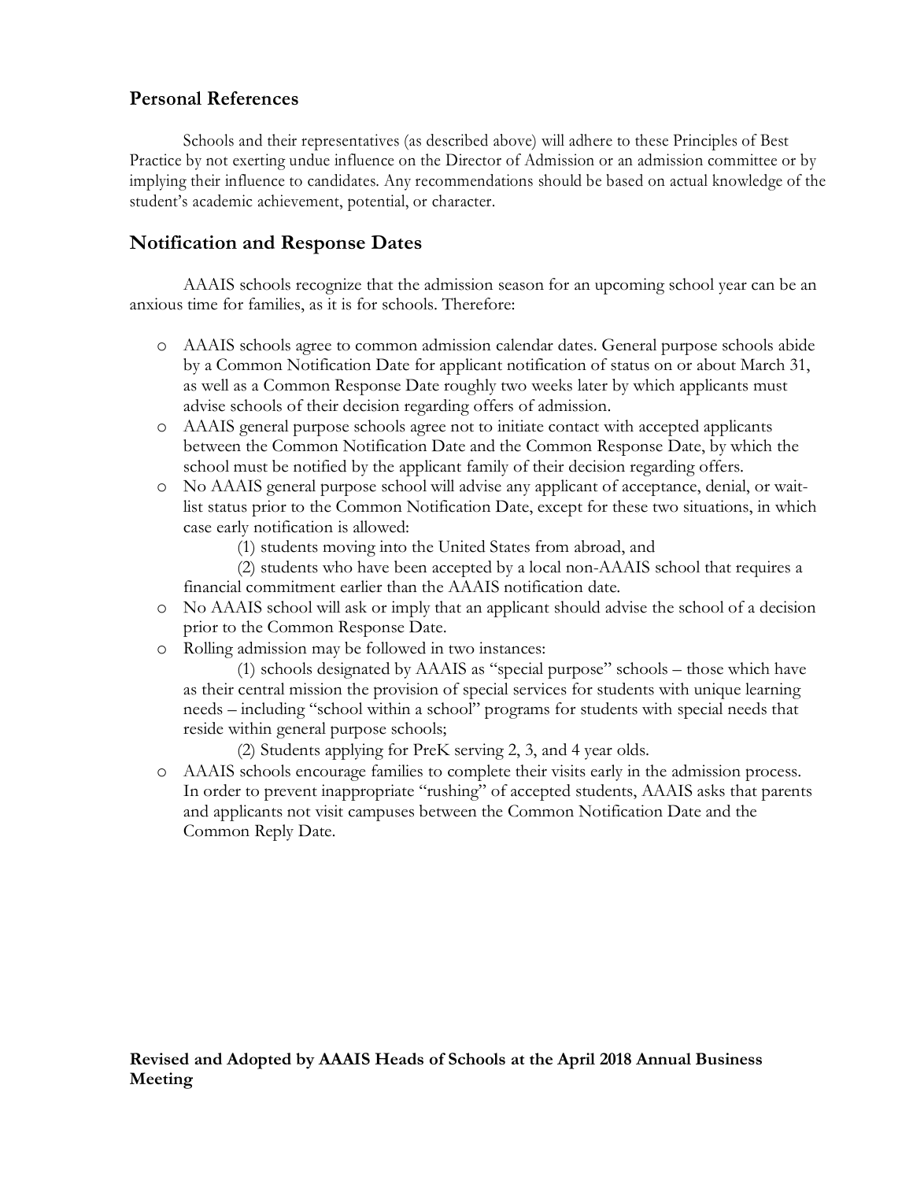## Personal References

Schools and their representatives (as described above) will adhere to these Principles of Best Practice by not exerting undue influence on the Director of Admission or an admission committee or by implying their influence to candidates. Any recommendations should be based on actual knowledge of the student's academic achievement, potential, or character.

## Notification and Response Dates

AAAIS schools recognize that the admission season for an upcoming school year can be an anxious time for families, as it is for schools. Therefore:

- AAAIS schools agree to common admission calendar dates. General purpose schools abide by a Common Notification Date for applicant notification of status on or about March 31, as well as a Common Response Date roughly two weeks later by which applicants must advise schools of their decision regarding offers of admission.
- AAAIS general purpose schools agree not to initiate contact with accepted applicants between the Common Notification Date and the Common Response Date, by which the school must be notified by the applicant family of their decision regarding offers.
- No AAAIS general purpose school will advise any applicant of acceptance, denial, or wait-list status prior to the Common Notification Date, except for these two situations, in which case early notification is allowed:

  (1) students moving into the United States from abroad, and

  (2) students who have been accepted by a local non-AAAIS school that requires a financial commitment earlier than the AAAIS notification date.
- No AAAIS school will ask or imply that an applicant should advise the school of a decision prior to the Common Response Date.
- Rolling admission may be followed in two instances:

  (1) schools designated by AAAIS as "special purpose" schools – those which have as their central mission the provision of special services for students with unique learning needs – including "school within a school" programs for students with special needs that reside within general purpose schools;

  (2) Students applying for PreK serving 2, 3, and 4 year olds.
- AAAIS schools encourage families to complete their visits early in the admission process. In order to prevent inappropriate "rushing" of accepted students, AAAIS asks that parents and applicants not visit campuses between the Common Notification Date and the Common Reply Date.

**Revised and Adopted by AAAIS Heads of Schools at the April 2018 Annual Business Meeting**